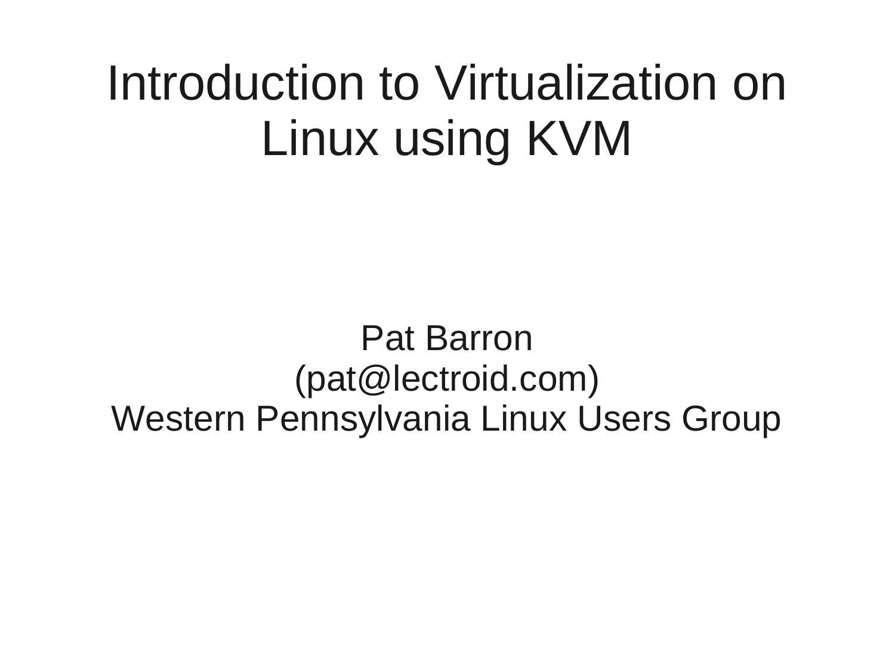# Introduction to Virtualization on Linux using KVM

Pat Barron
(pat@lectroid.com)
Western Pennsylvania Linux Users Group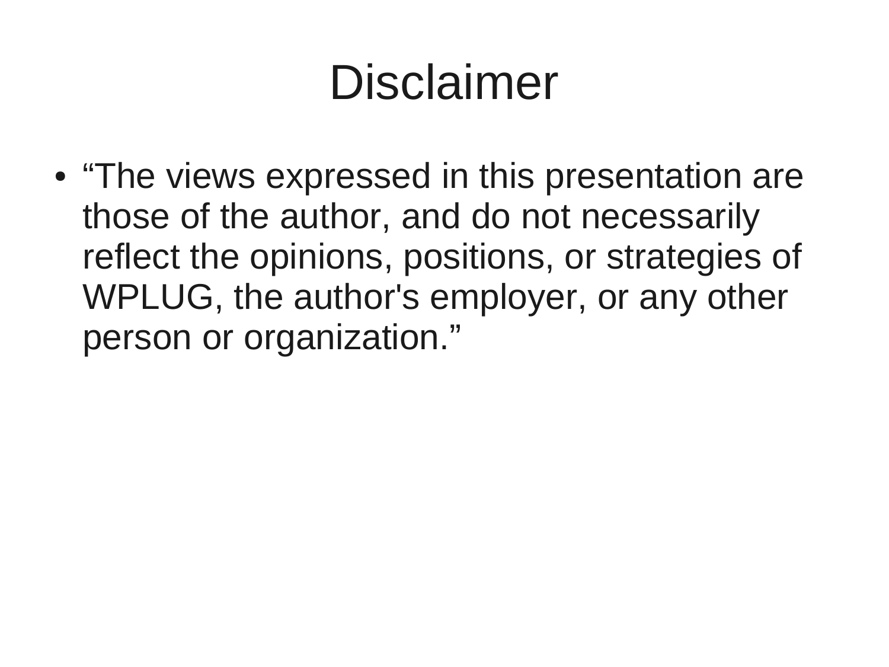# Disclaimer

- “The views expressed in this presentation are those of the author, and do not necessarily reflect the opinions, positions, or strategies of WPLUG, the author's employer, or any other person or organization.”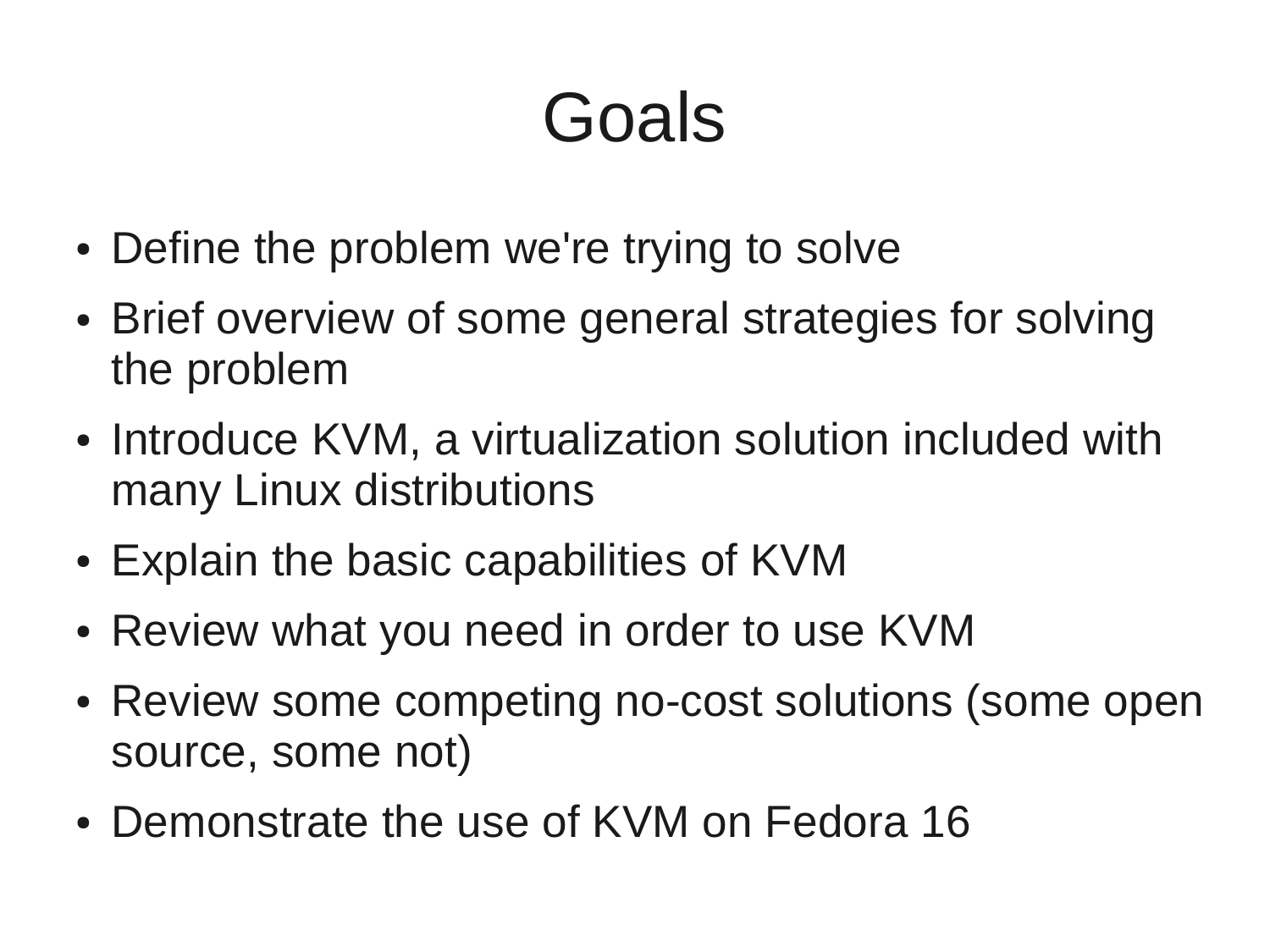# Goals

- Define the problem we're trying to solve
- Brief overview of some general strategies for solving the problem
- Introduce KVM, a virtualization solution included with many Linux distributions
- Explain the basic capabilities of KVM
- Review what you need in order to use KVM
- Review some competing no-cost solutions (some open source, some not)
- Demonstrate the use of KVM on Fedora 16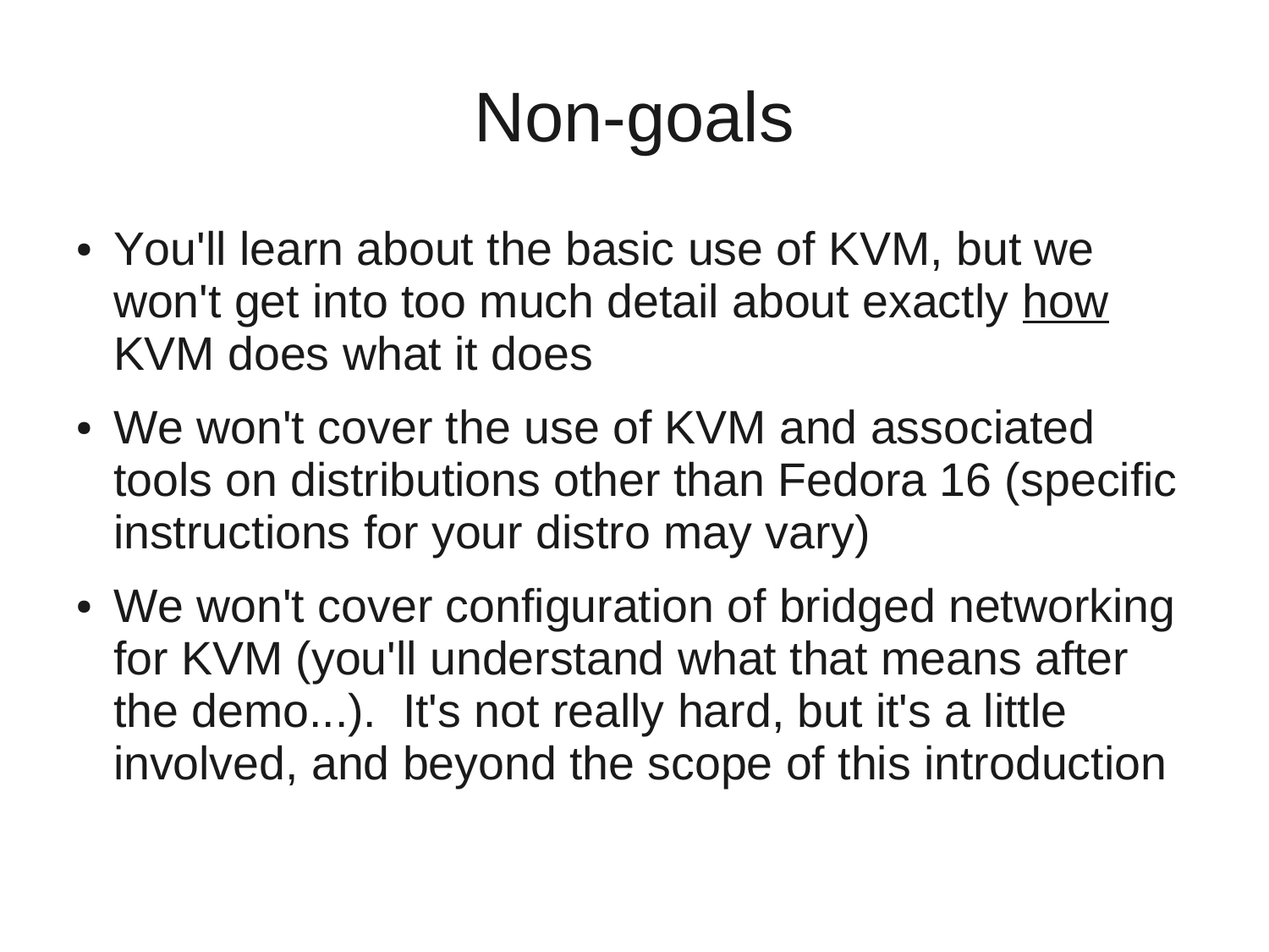# Non-goals

- You'll learn about the basic use of KVM, but we won't get into too much detail about exactly <u>how</u> KVM does what it does
- We won't cover the use of KVM and associated tools on distributions other than Fedora 16 (specific instructions for your distro may vary)
- We won't cover configuration of bridged networking for KVM (you'll understand what that means after the demo...). It's not really hard, but it's a little involved, and beyond the scope of this introduction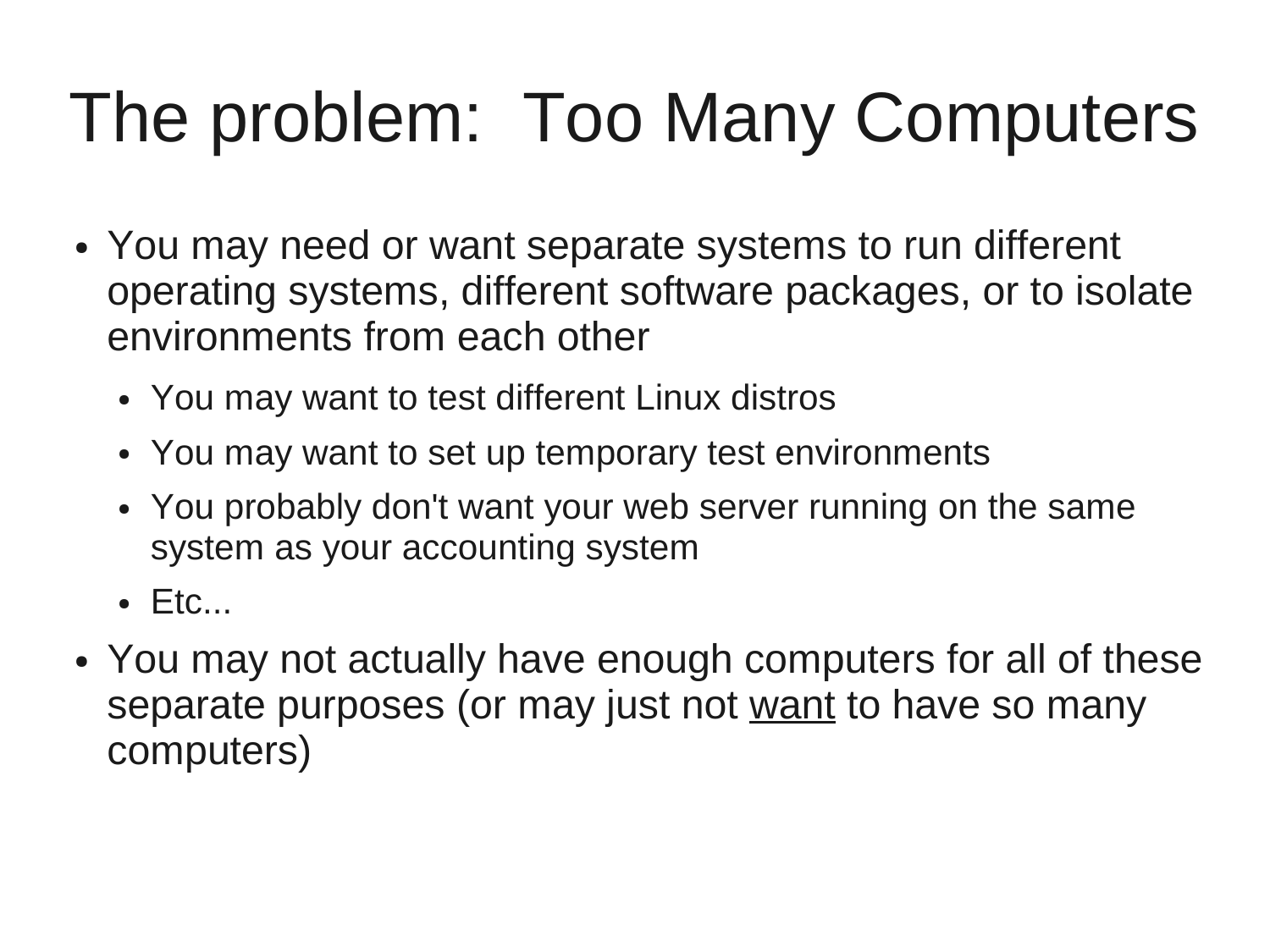# The problem: Too Many Computers

- You may need or want separate systems to run different operating systems, different software packages, or to isolate environments from each other
  - You may want to test different Linux distros
  - You may want to set up temporary test environments
  - You probably don't want your web server running on the same system as your accounting system
  - Etc...
- You may not actually have enough computers for all of these separate purposes (or may just not <u>want</u> to have so many computers)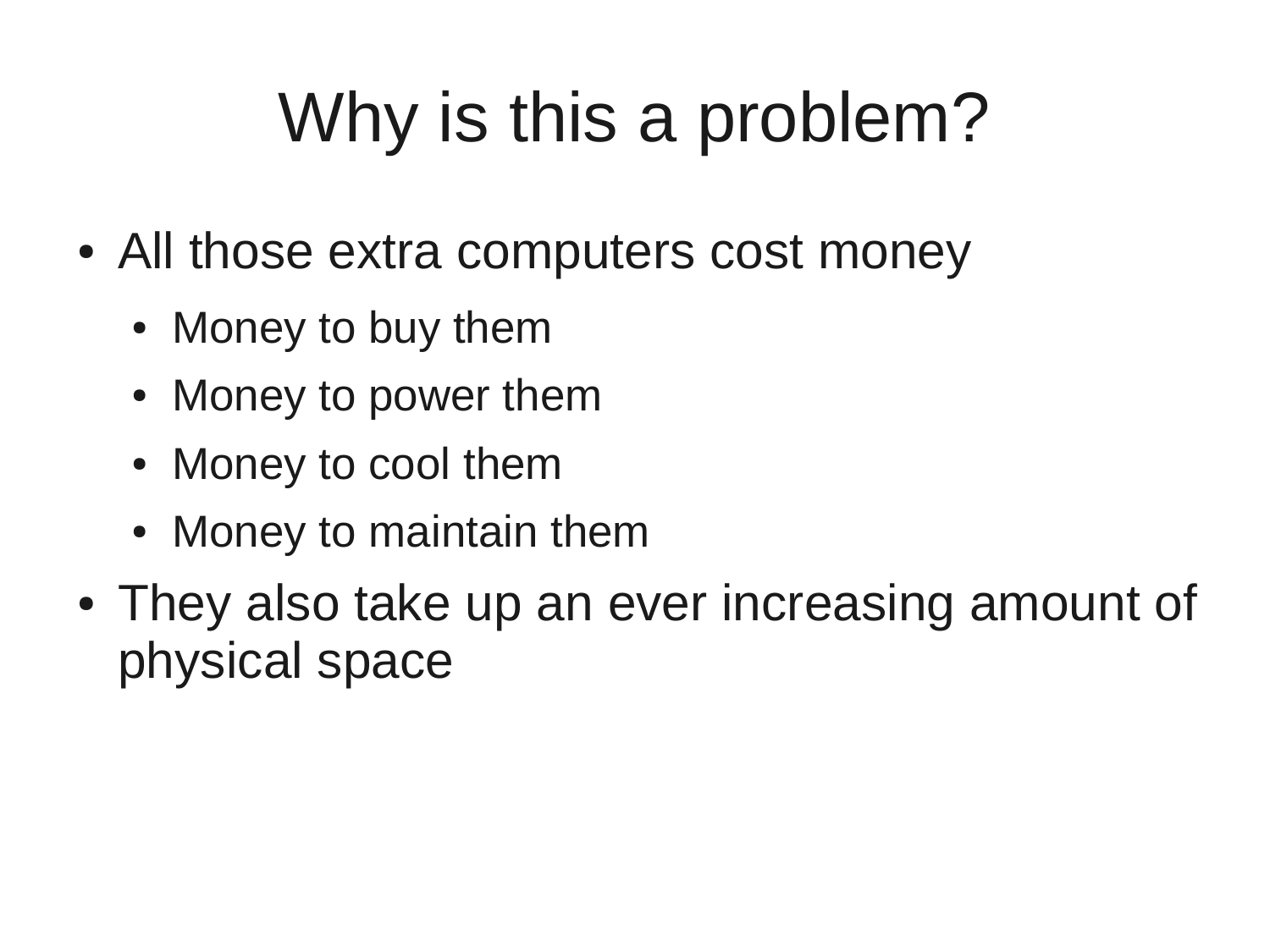# Why is this a problem?

- All those extra computers cost money
  - Money to buy them
  - Money to power them
  - Money to cool them
  - Money to maintain them
- They also take up an ever increasing amount of physical space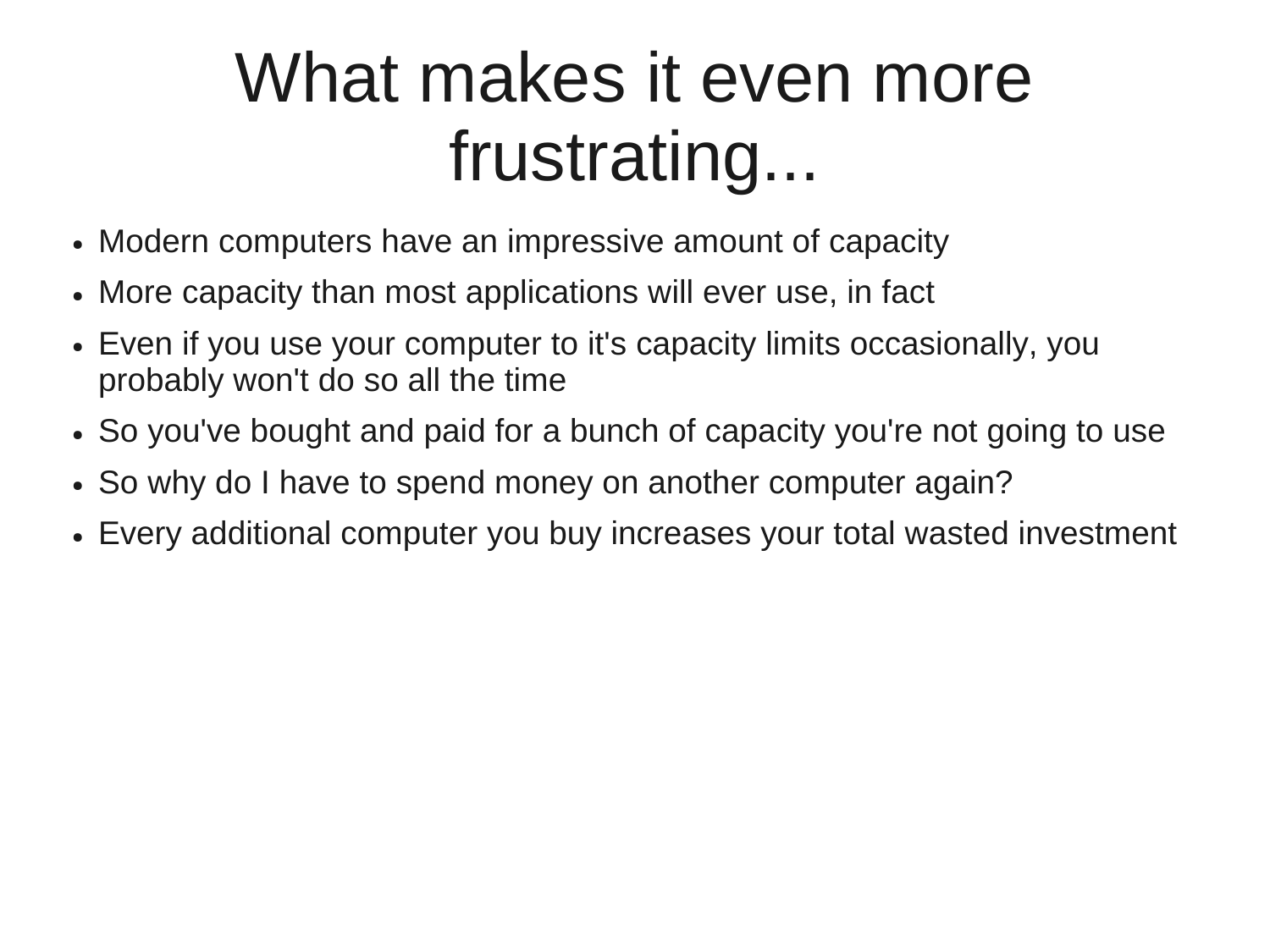# What makes it even more frustrating...

- Modern computers have an impressive amount of capacity
- More capacity than most applications will ever use, in fact
- Even if you use your computer to it's capacity limits occasionally, you probably won't do so all the time
- So you've bought and paid for a bunch of capacity you're not going to use
- So why do I have to spend money on another computer again?
- Every additional computer you buy increases your total wasted investment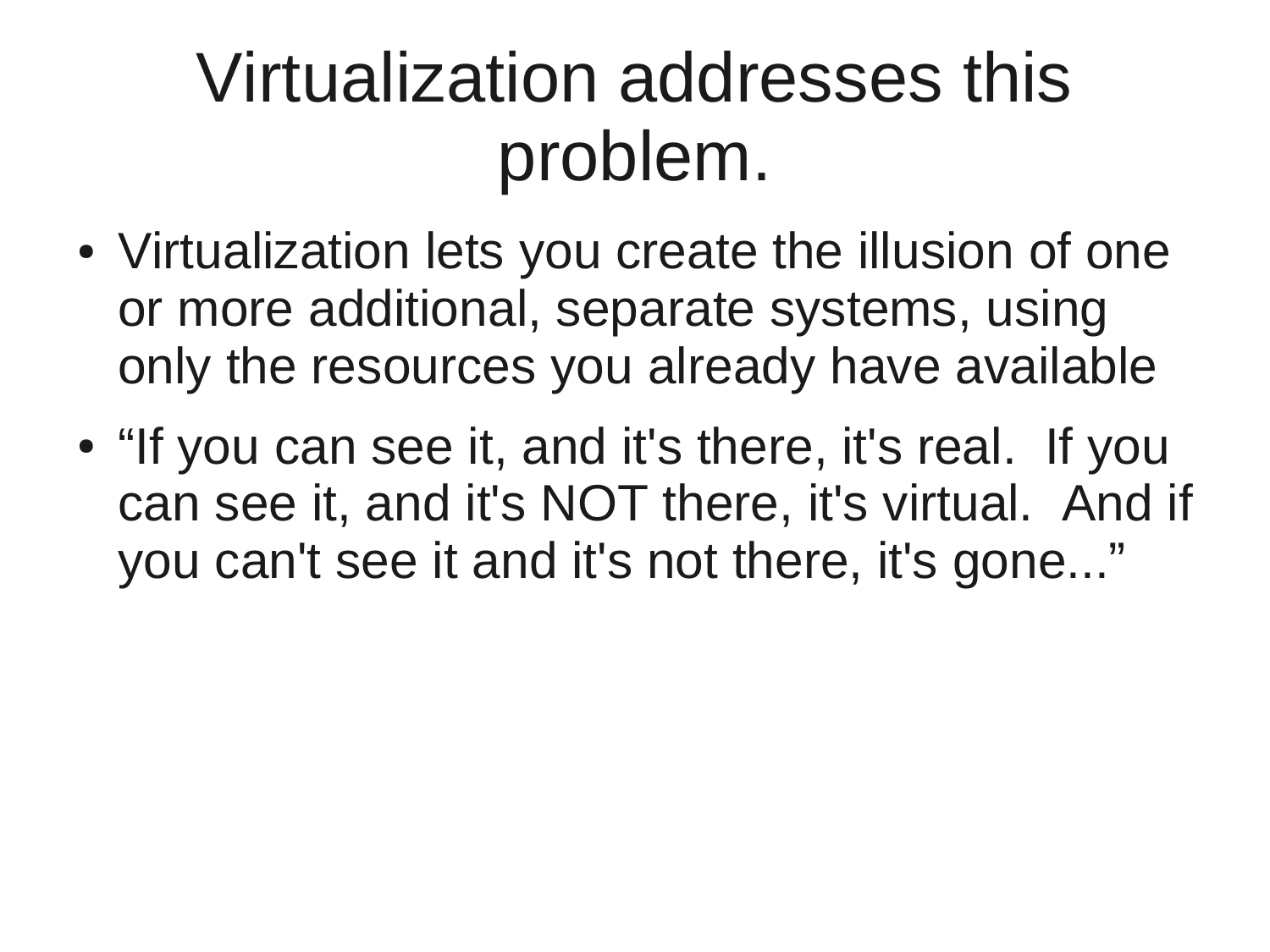# Virtualization addresses this problem.

- Virtualization lets you create the illusion of one or more additional, separate systems, using only the resources you already have available
- “If you can see it, and it's there, it's real. If you can see it, and it's NOT there, it's virtual. And if you can't see it and it's not there, it's gone...”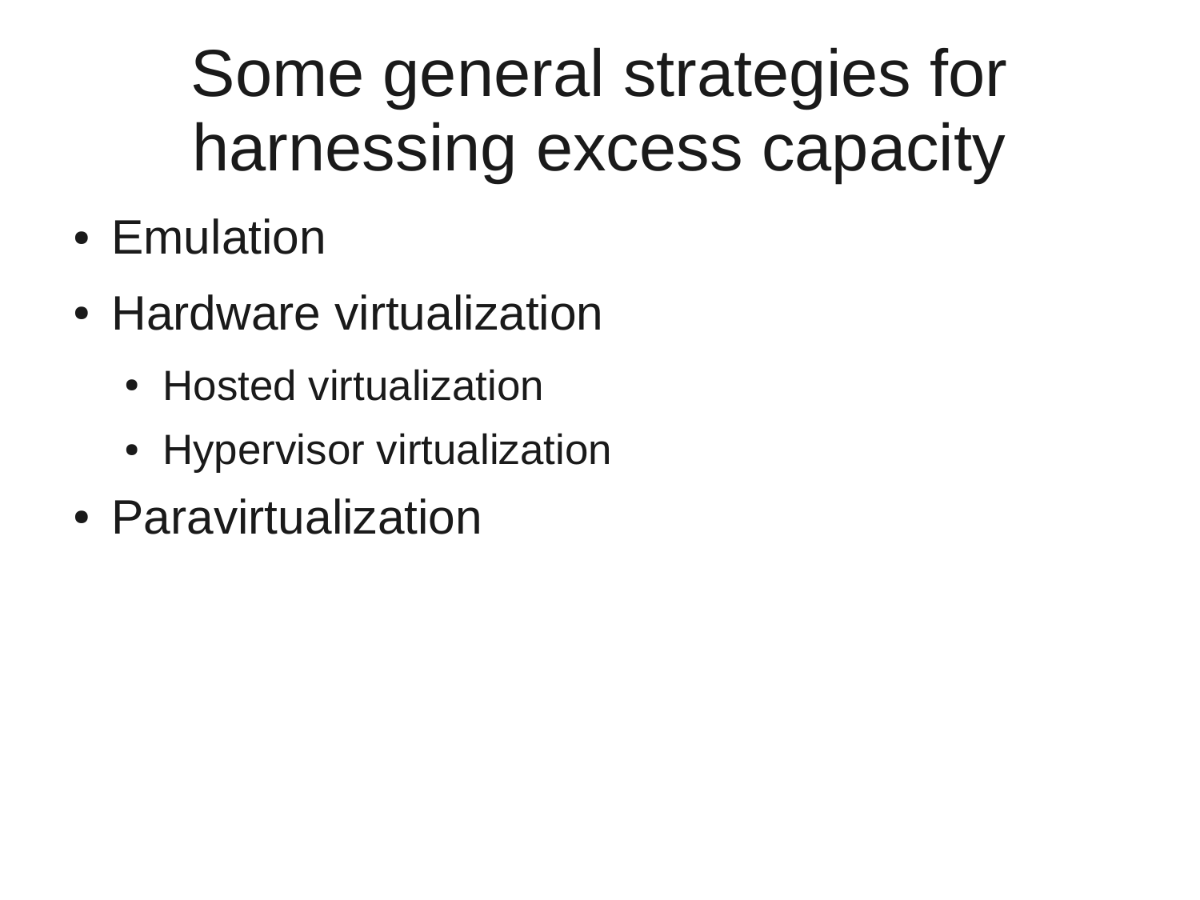# Some general strategies for harnessing excess capacity

- Emulation
- Hardware virtualization
  - Hosted virtualization
  - Hypervisor virtualization
- Paravirtualization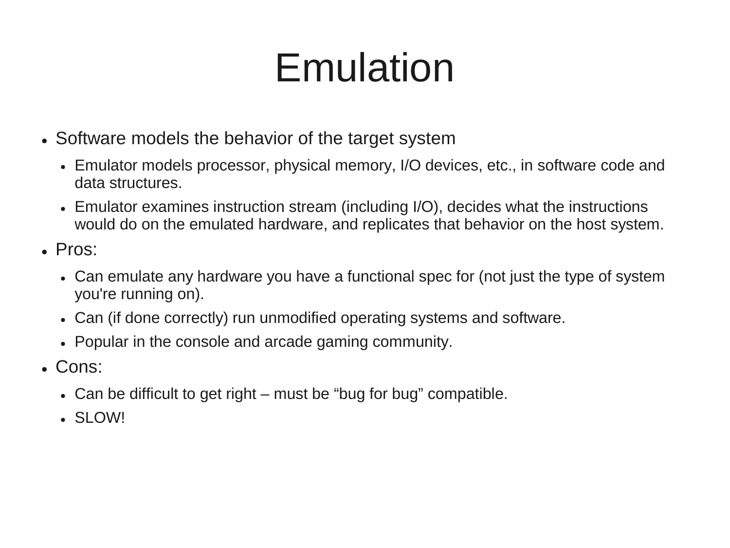# Emulation

- Software models the behavior of the target system
  - Emulator models processor, physical memory, I/O devices, etc., in software code and data structures.
  - Emulator examines instruction stream (including I/O), decides what the instructions would do on the emulated hardware, and replicates that behavior on the host system.
- Pros:
  - Can emulate any hardware you have a functional spec for (not just the type of system you're running on).
  - Can (if done correctly) run unmodified operating systems and software.
  - Popular in the console and arcade gaming community.
- Cons:
  - Can be difficult to get right – must be “bug for bug” compatible.
  - SLOW!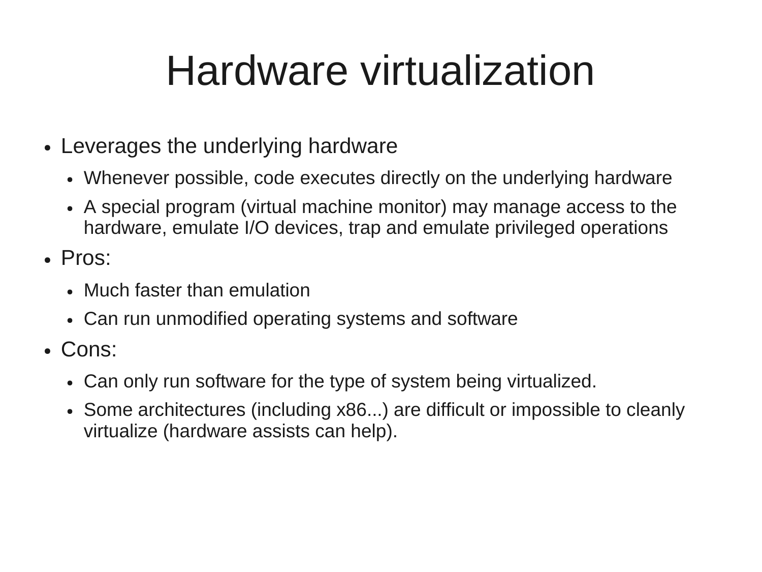# Hardware virtualization

- Leverages the underlying hardware
  - Whenever possible, code executes directly on the underlying hardware
  - A special program (virtual machine monitor) may manage access to the hardware, emulate I/O devices, trap and emulate privileged operations
- Pros:
  - Much faster than emulation
  - Can run unmodified operating systems and software
- Cons:
  - Can only run software for the type of system being virtualized.
  - Some architectures (including x86...) are difficult or impossible to cleanly virtualize (hardware assists can help).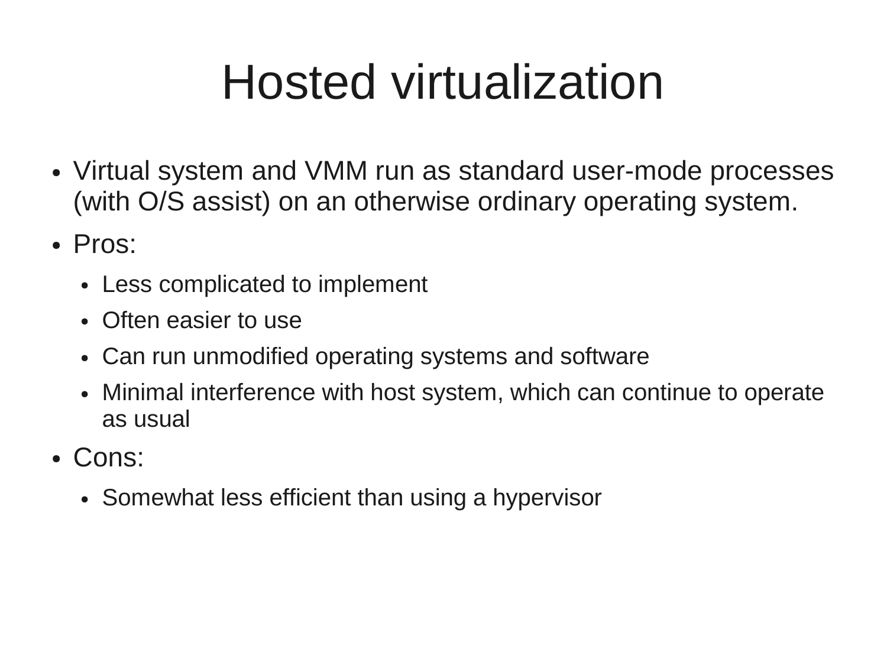# Hosted virtualization

- Virtual system and VMM run as standard user-mode processes (with O/S assist) on an otherwise ordinary operating system.
- Pros:
  - Less complicated to implement
  - Often easier to use
  - Can run unmodified operating systems and software
  - Minimal interference with host system, which can continue to operate as usual
- Cons:
  - Somewhat less efficient than using a hypervisor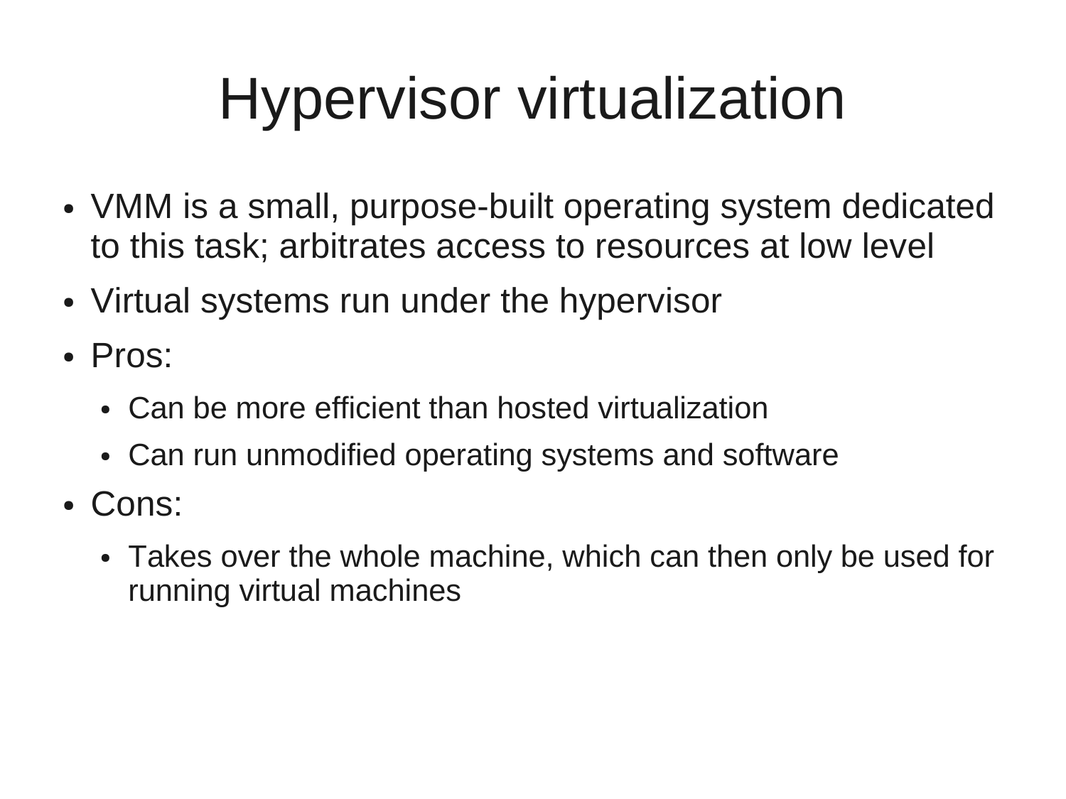# Hypervisor virtualization

- VMM is a small, purpose-built operating system dedicated to this task; arbitrates access to resources at low level
- Virtual systems run under the hypervisor
- Pros:
  - Can be more efficient than hosted virtualization
  - Can run unmodified operating systems and software
- Cons:
  - Takes over the whole machine, which can then only be used for running virtual machines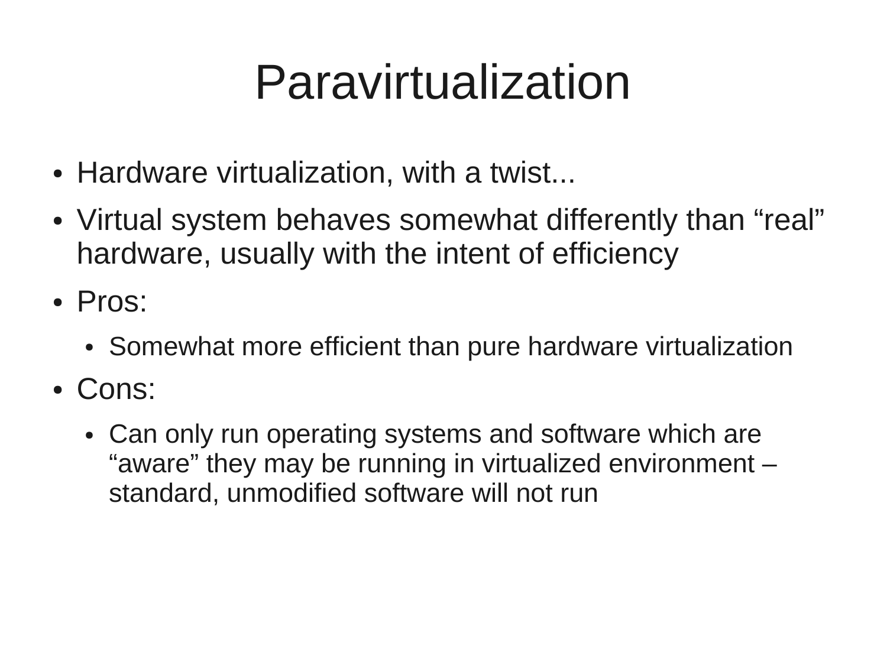# Paravirtualization

- Hardware virtualization, with a twist...
- Virtual system behaves somewhat differently than “real” hardware, usually with the intent of efficiency
- Pros:
  - Somewhat more efficient than pure hardware virtualization
- Cons:
  - Can only run operating systems and software which are “aware” they may be running in virtualized environment – standard, unmodified software will not run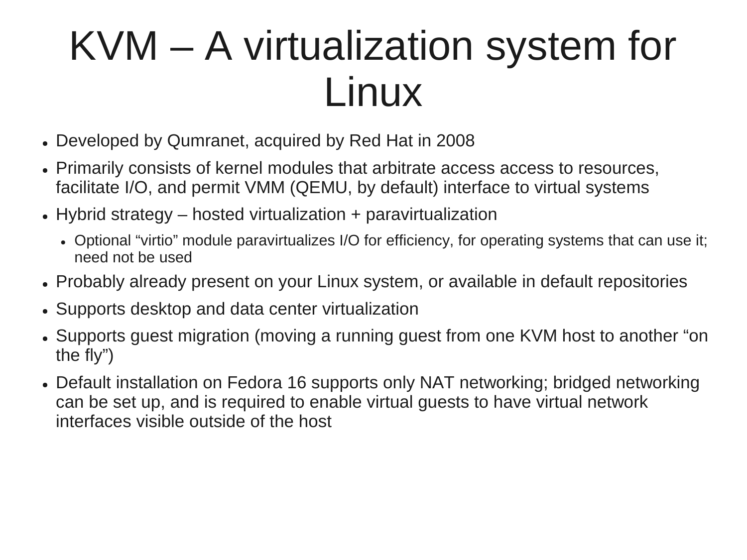# KVM – A virtualization system for Linux

- Developed by Qumranet, acquired by Red Hat in 2008
- Primarily consists of kernel modules that arbitrate access access to resources, facilitate I/O, and permit VMM (QEMU, by default) interface to virtual systems
- Hybrid strategy – hosted virtualization + paravirtualization
  - Optional “virtio” module paravirtualizes I/O for efficiency, for operating systems that can use it; need not be used
- Probably already present on your Linux system, or available in default repositories
- Supports desktop and data center virtualization
- Supports guest migration (moving a running guest from one KVM host to another “on the fly”)
- Default installation on Fedora 16 supports only NAT networking; bridged networking can be set up, and is required to enable virtual guests to have virtual network interfaces visible outside of the host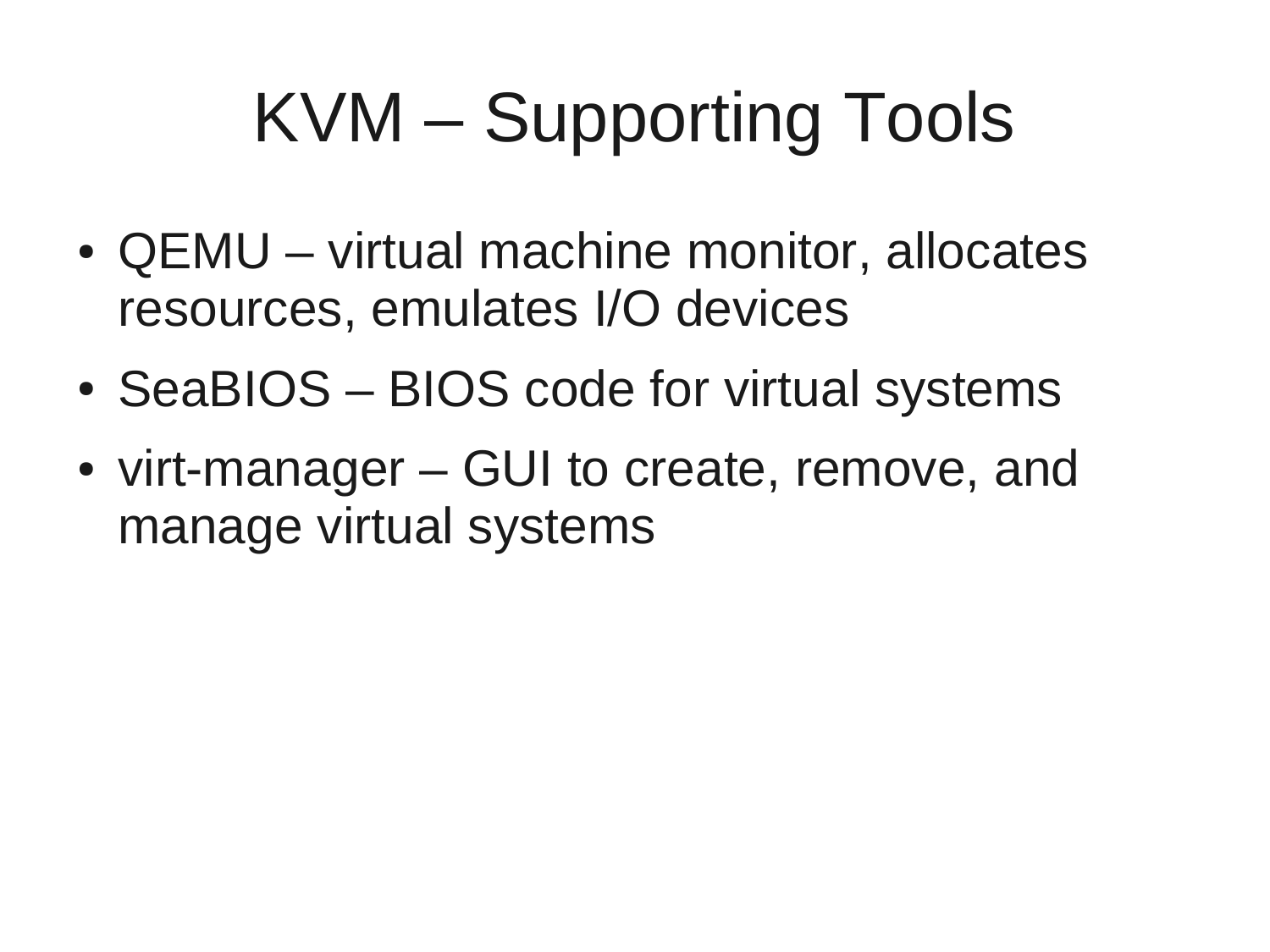# KVM – Supporting Tools

- QEMU – virtual machine monitor, allocates resources, emulates I/O devices
- SeaBIOS – BIOS code for virtual systems
- virt-manager – GUI to create, remove, and manage virtual systems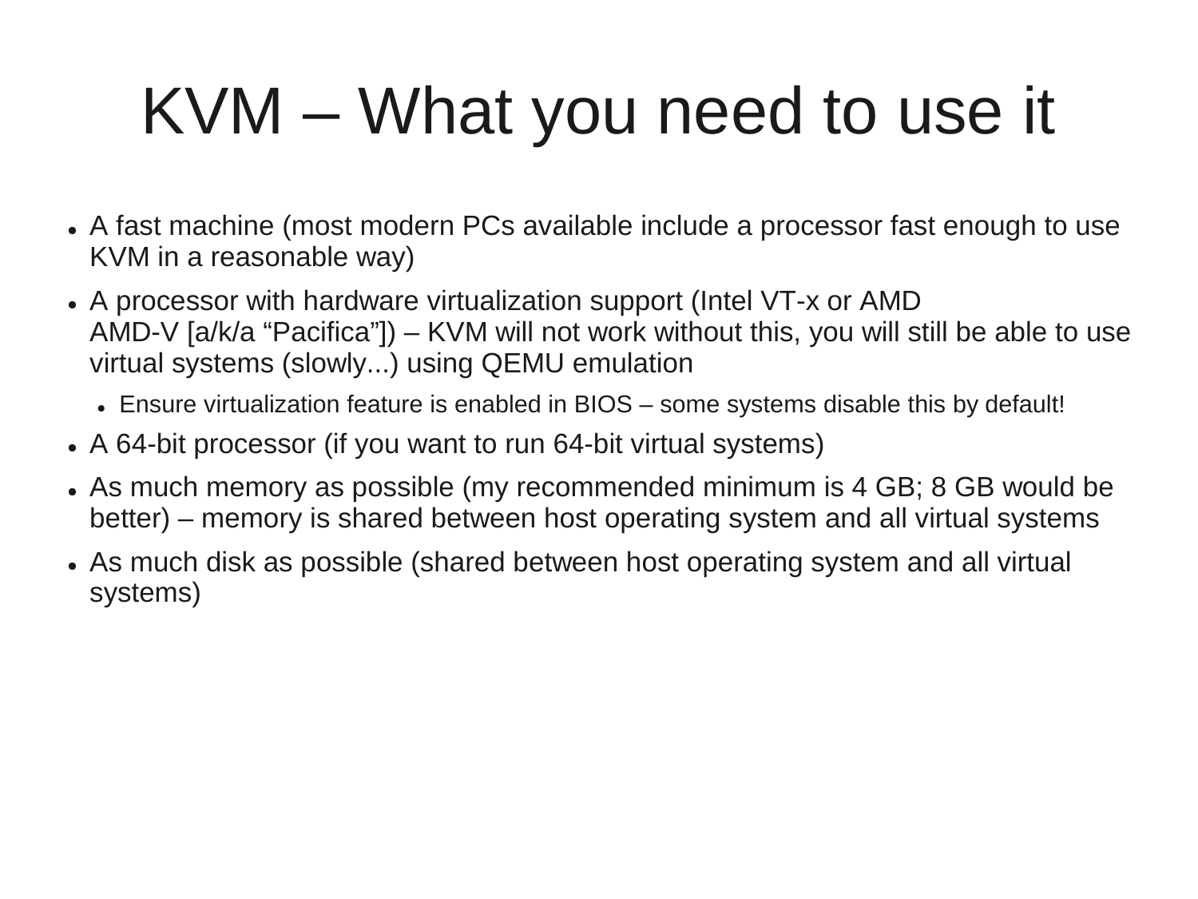# KVM – What you need to use it

- A fast machine (most modern PCs available include a processor fast enough to use KVM in a reasonable way)
- A processor with hardware virtualization support (Intel VT-x or AMD AMD-V [a/k/a “Pacifica”]) – KVM will not work without this, you will still be able to use virtual systems (slowly...) using QEMU emulation
  - Ensure virtualization feature is enabled in BIOS – some systems disable this by default!
- A 64-bit processor (if you want to run 64-bit virtual systems)
- As much memory as possible (my recommended minimum is 4 GB; 8 GB would be better) – memory is shared between host operating system and all virtual systems
- As much disk as possible (shared between host operating system and all virtual systems)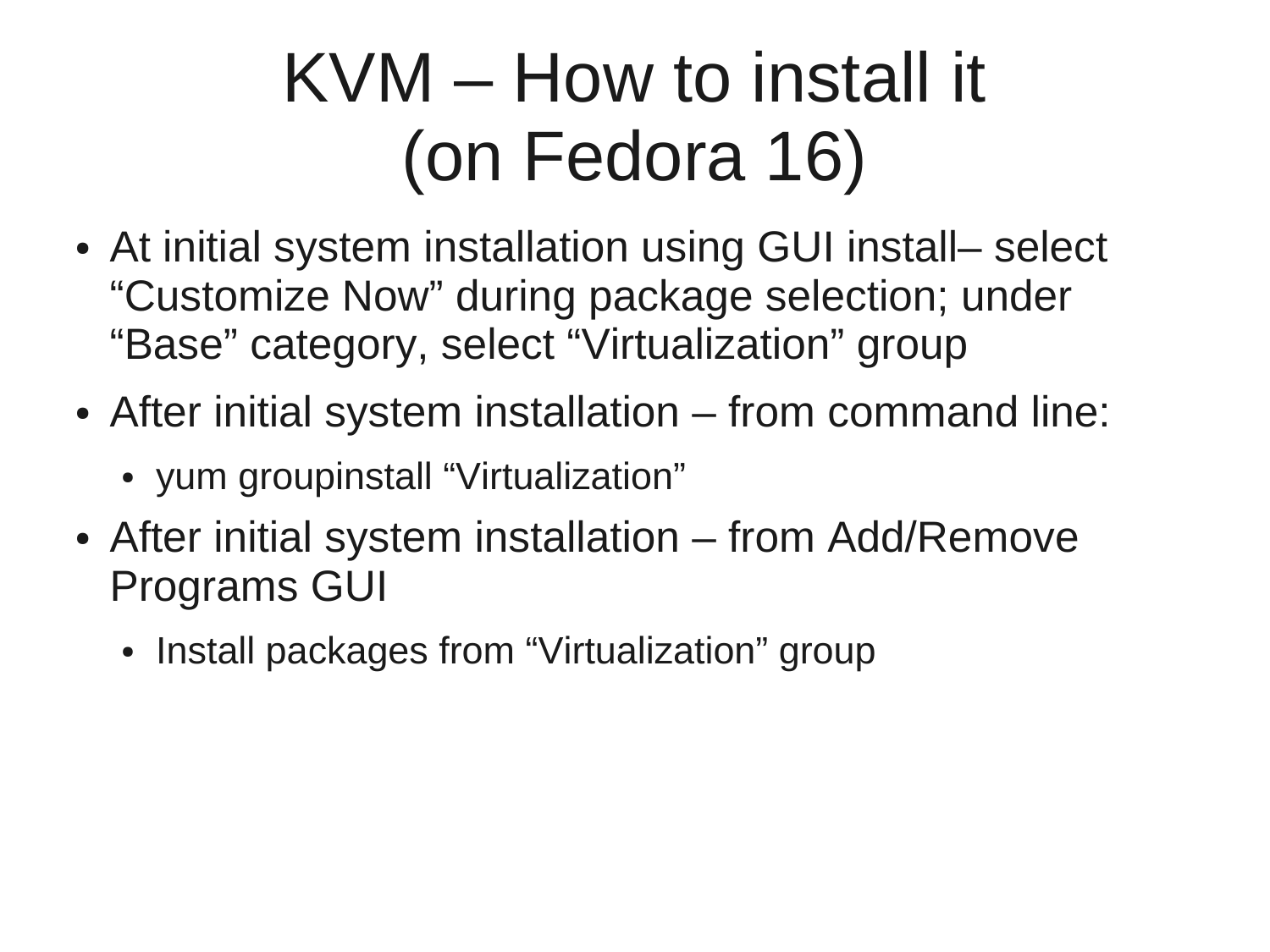# KVM – How to install it (on Fedora 16)

- At initial system installation using GUI install– select “Customize Now” during package selection; under “Base” category, select “Virtualization” group
- After initial system installation – from command line:
  - yum groupinstall “Virtualization”
- After initial system installation – from Add/Remove Programs GUI
  - Install packages from “Virtualization” group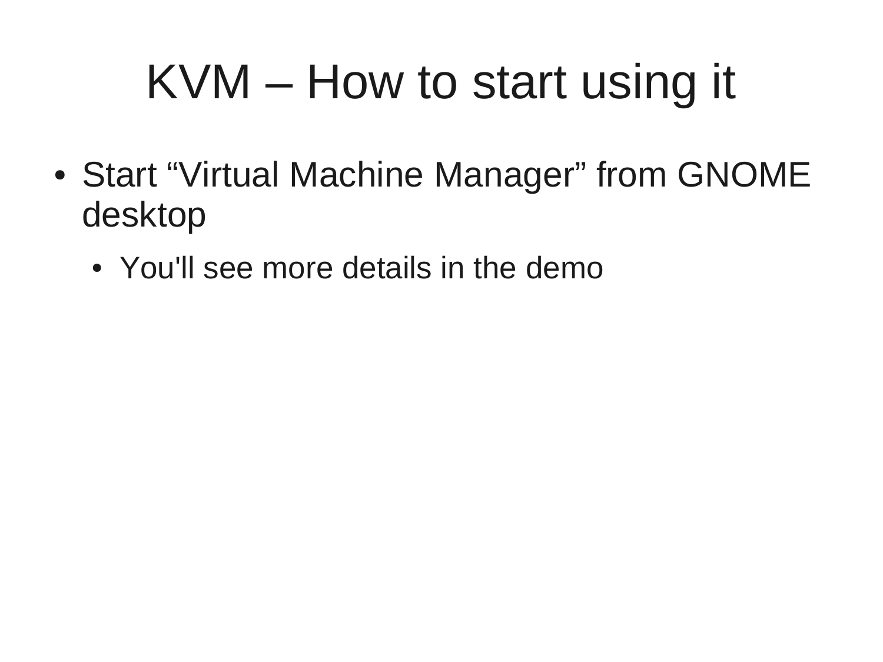# KVM – How to start using it

- Start “Virtual Machine Manager” from GNOME desktop
  - You'll see more details in the demo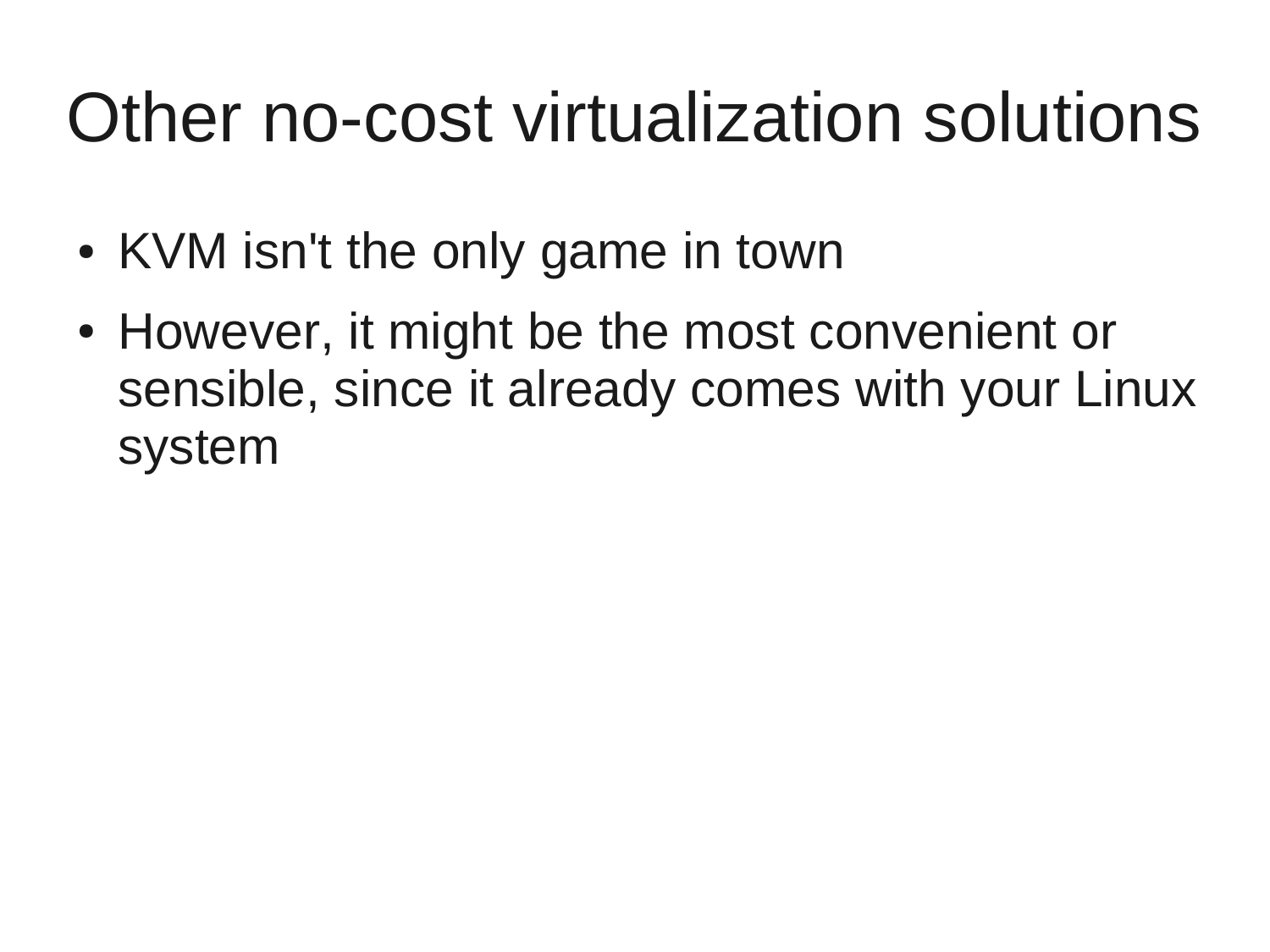# Other no-cost virtualization solutions

- KVM isn't the only game in town
- However, it might be the most convenient or sensible, since it already comes with your Linux system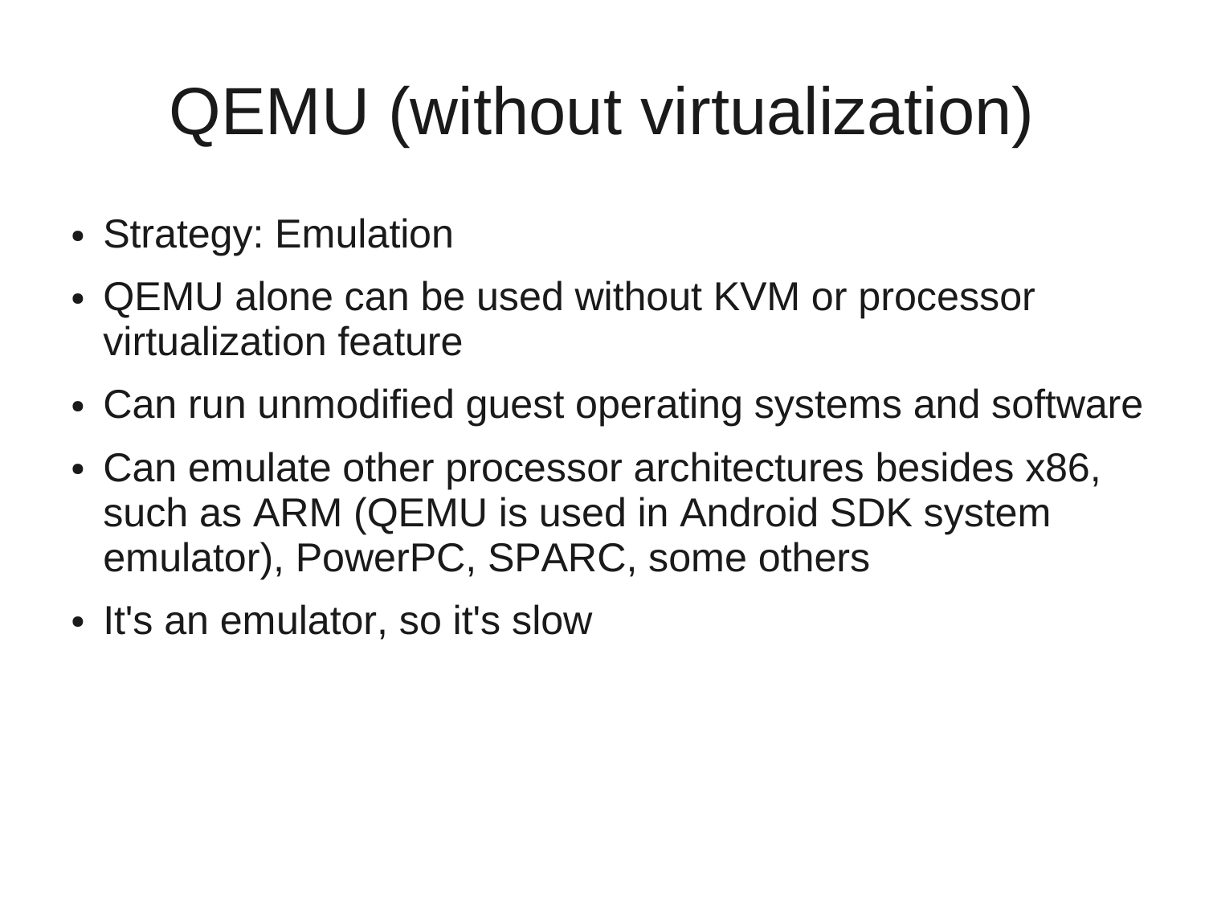# QEMU (without virtualization)

- Strategy: Emulation
- QEMU alone can be used without KVM or processor virtualization feature
- Can run unmodified guest operating systems and software
- Can emulate other processor architectures besides x86, such as ARM (QEMU is used in Android SDK system emulator), PowerPC, SPARC, some others
- It's an emulator, so it's slow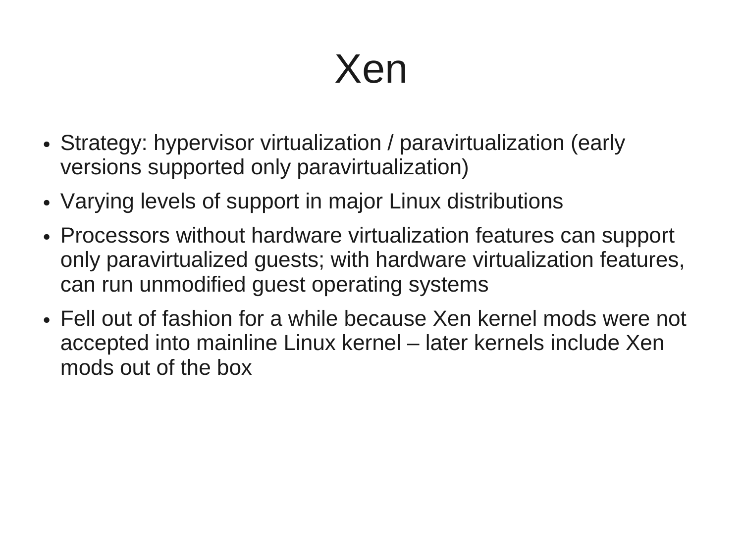# Xen

- Strategy: hypervisor virtualization / paravirtualization (early versions supported only paravirtualization)
- Varying levels of support in major Linux distributions
- Processors without hardware virtualization features can support only paravirtualized guests; with hardware virtualization features, can run unmodified guest operating systems
- Fell out of fashion for a while because Xen kernel mods were not accepted into mainline Linux kernel – later kernels include Xen mods out of the box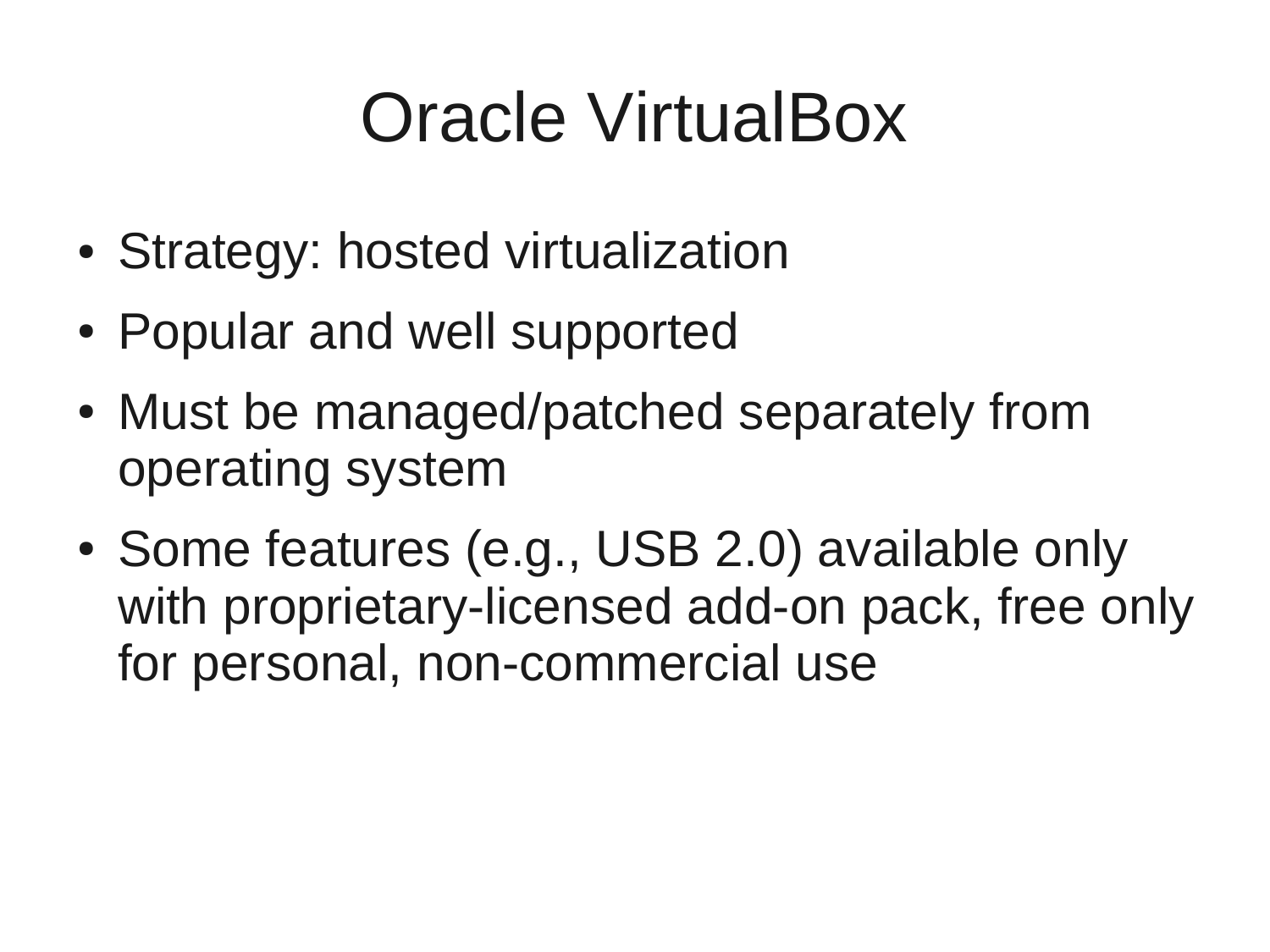# Oracle VirtualBox

- Strategy: hosted virtualization
- Popular and well supported
- Must be managed/patched separately from operating system
- Some features (e.g., USB 2.0) available only with proprietary-licensed add-on pack, free only for personal, non-commercial use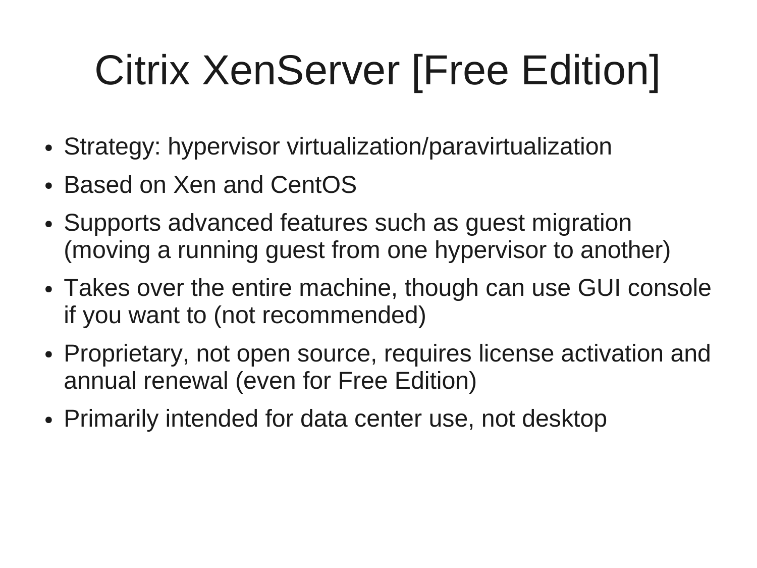# Citrix XenServer [Free Edition]

- Strategy: hypervisor virtualization/paravirtualization
- Based on Xen and CentOS
- Supports advanced features such as guest migration (moving a running guest from one hypervisor to another)
- Takes over the entire machine, though can use GUI console if you want to (not recommended)
- Proprietary, not open source, requires license activation and annual renewal (even for Free Edition)
- Primarily intended for data center use, not desktop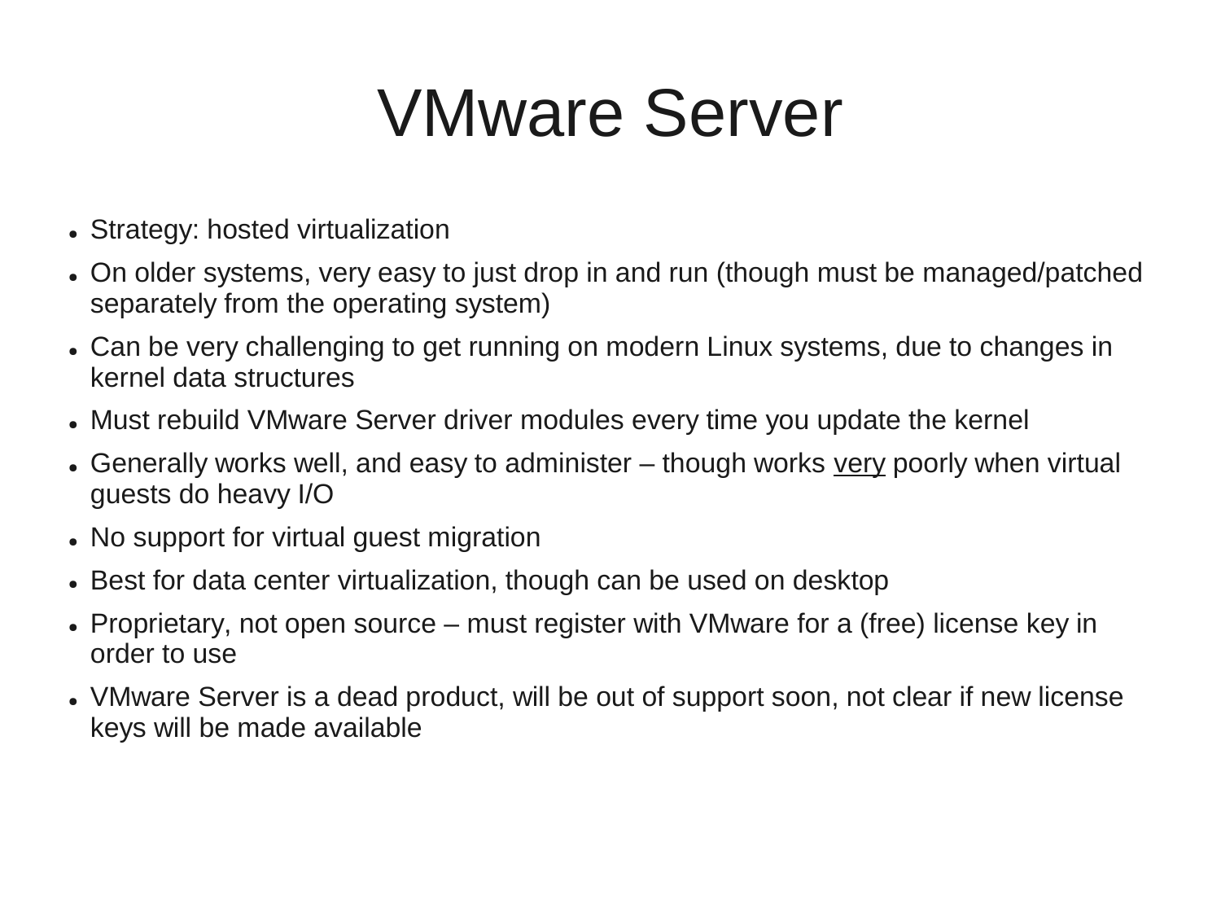# VMware Server

- Strategy: hosted virtualization
- On older systems, very easy to just drop in and run (though must be managed/patched separately from the operating system)
- Can be very challenging to get running on modern Linux systems, due to changes in kernel data structures
- Must rebuild VMware Server driver modules every time you update the kernel
- Generally works well, and easy to administer – though works <u>very</u> poorly when virtual guests do heavy I/O
- No support for virtual guest migration
- Best for data center virtualization, though can be used on desktop
- Proprietary, not open source – must register with VMware for a (free) license key in order to use
- VMware Server is a dead product, will be out of support soon, not clear if new license keys will be made available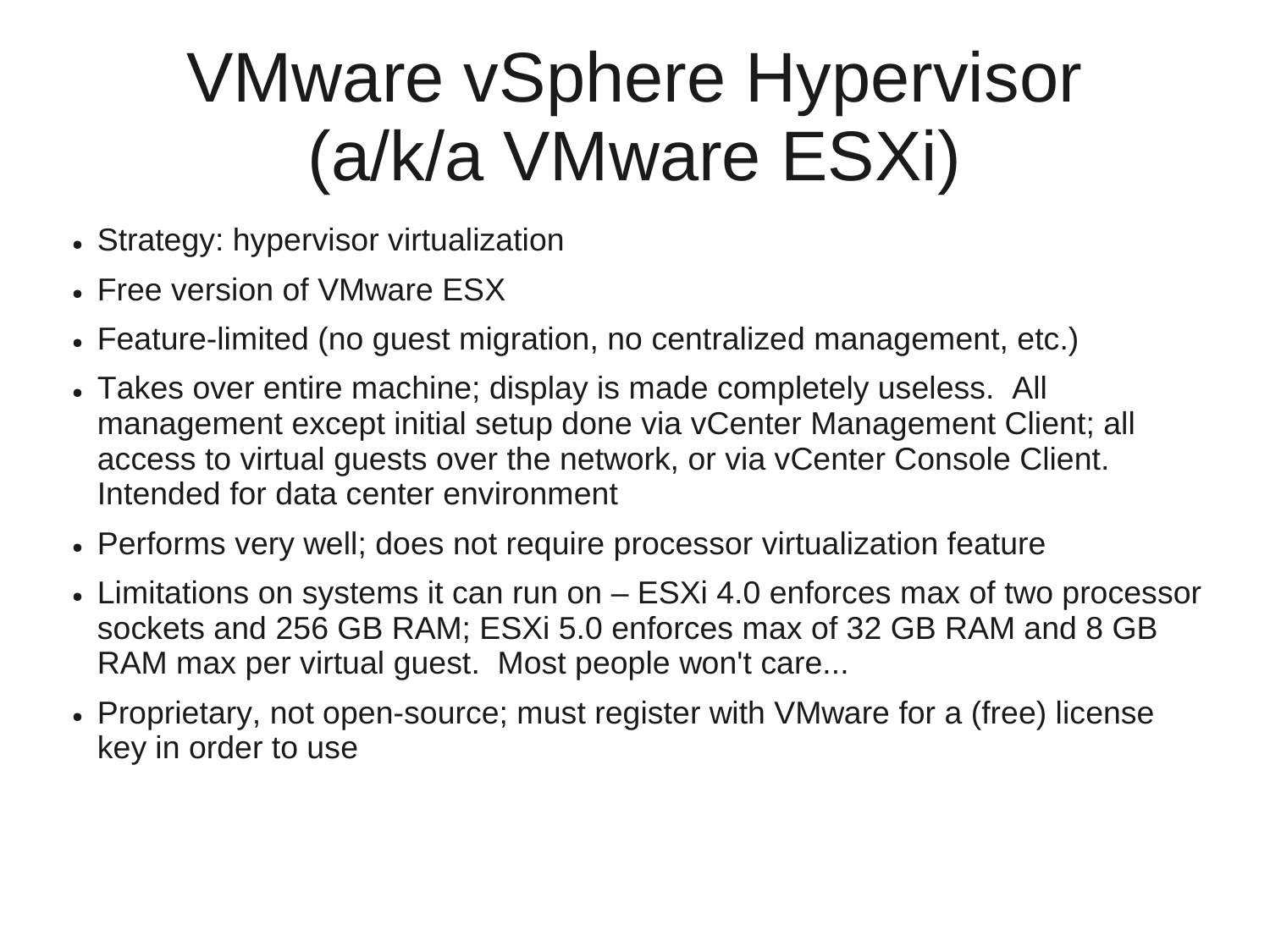# VMware vSphere Hypervisor (a/k/a VMware ESXi)

- Strategy: hypervisor virtualization
- Free version of VMware ESX
- Feature-limited (no guest migration, no centralized management, etc.)
- Takes over entire machine; display is made completely useless. All management except initial setup done via vCenter Management Client; all access to virtual guests over the network, or via vCenter Console Client. Intended for data center environment
- Performs very well; does not require processor virtualization feature
- Limitations on systems it can run on – ESXi 4.0 enforces max of two processor sockets and 256 GB RAM; ESXi 5.0 enforces max of 32 GB RAM and 8 GB RAM max per virtual guest. Most people won't care...
- Proprietary, not open-source; must register with VMware for a (free) license key in order to use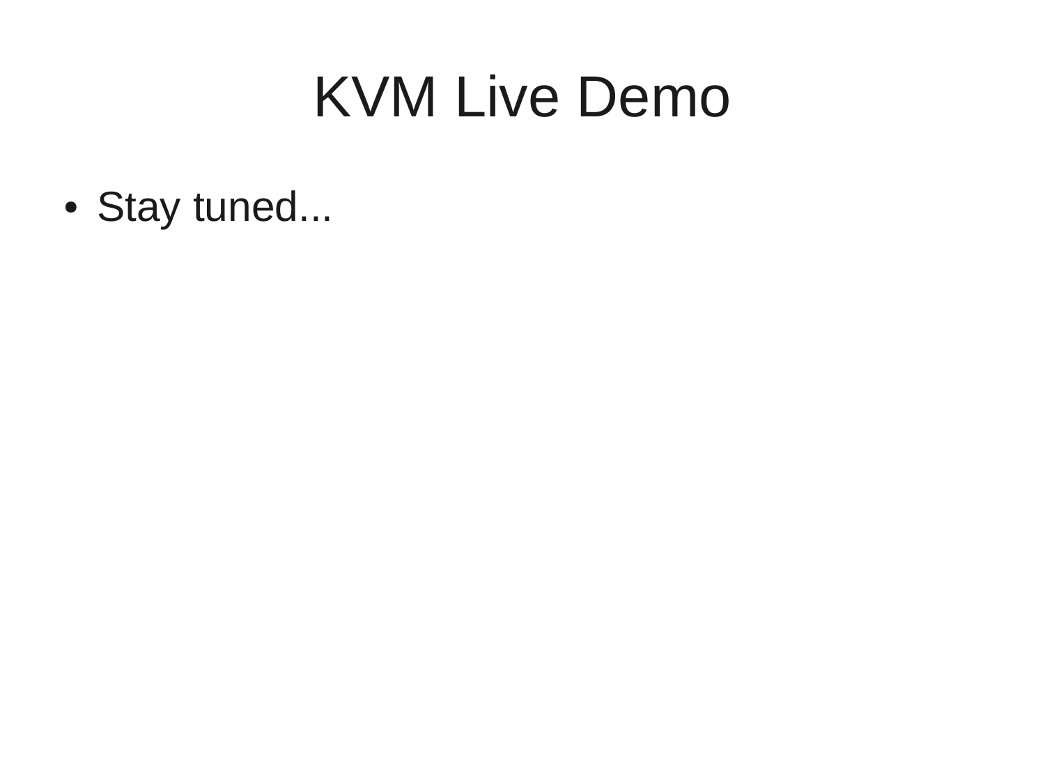# KVM Live Demo

- Stay tuned...